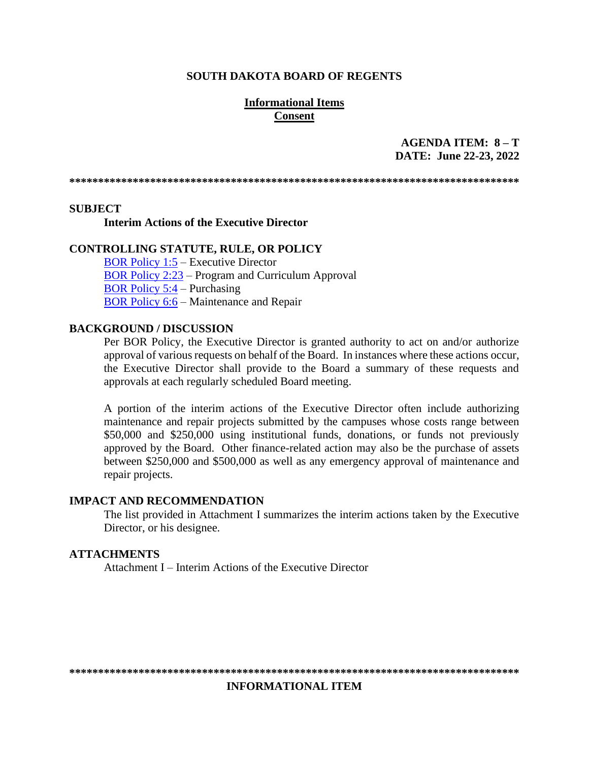**SOUTH DAKOTA BOARD OF REGENTS**

**Informational Items**
**Consent**

**AGENDA ITEM: 8 – T**
**DATE: June 22-23, 2022**

******************************************************************************

**SUBJECT**

**Interim Actions of the Executive Director**

**CONTROLLING STATUTE, RULE, OR POLICY**

BOR Policy 1:5 – Executive Director
BOR Policy 2:23 – Program and Curriculum Approval
BOR Policy 5:4 – Purchasing
BOR Policy 6:6 – Maintenance and Repair

**BACKGROUND / DISCUSSION**

Per BOR Policy, the Executive Director is granted authority to act on and/or authorize approval of various requests on behalf of the Board. In instances where these actions occur, the Executive Director shall provide to the Board a summary of these requests and approvals at each regularly scheduled Board meeting.

A portion of the interim actions of the Executive Director often include authorizing maintenance and repair projects submitted by the campuses whose costs range between $50,000 and $250,000 using institutional funds, donations, or funds not previously approved by the Board. Other finance-related action may also be the purchase of assets between $250,000 and $500,000 as well as any emergency approval of maintenance and repair projects.

**IMPACT AND RECOMMENDATION**

The list provided in Attachment I summarizes the interim actions taken by the Executive Director, or his designee.

**ATTACHMENTS**

Attachment I – Interim Actions of the Executive Director

******************************************************************************

**INFORMATIONAL ITEM**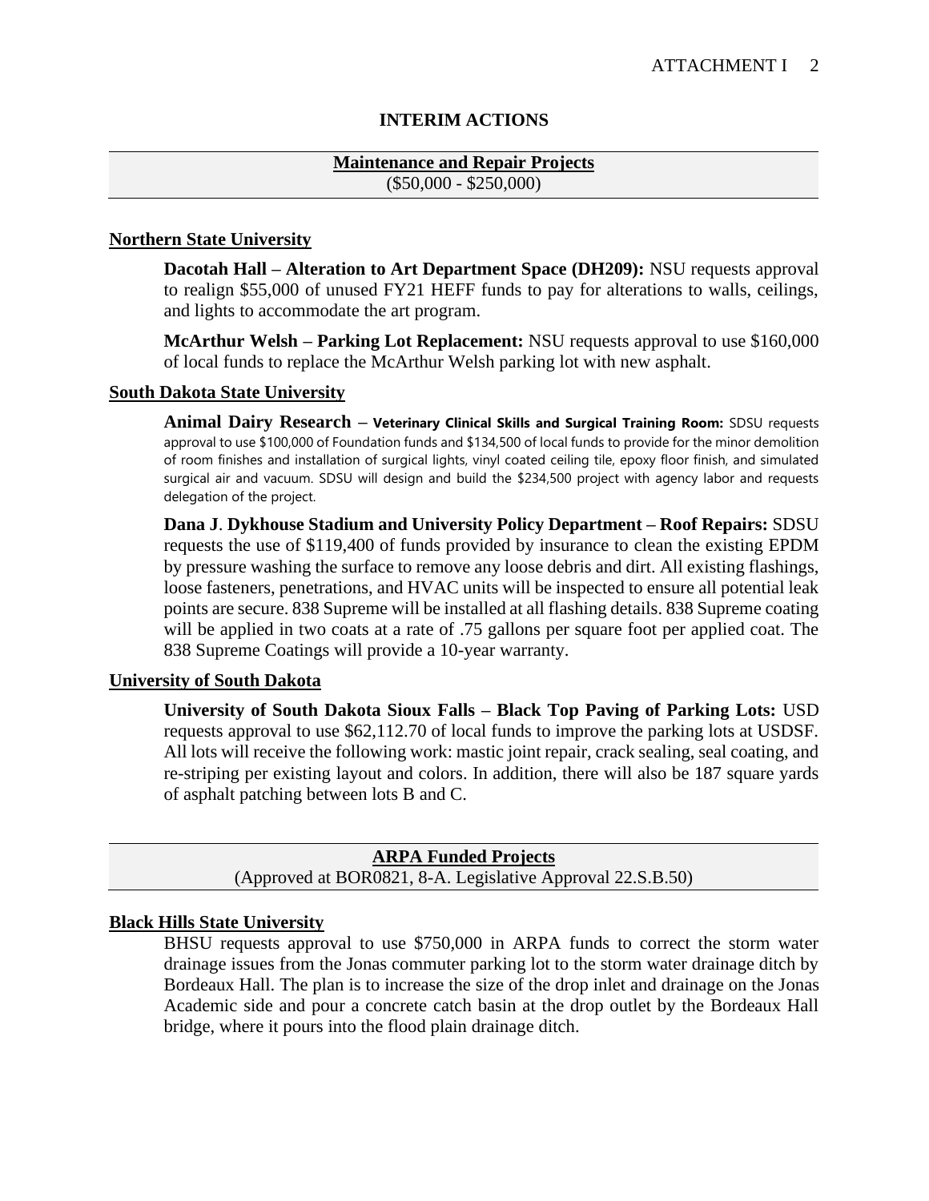## INTERIM ACTIONS

### Maintenance and Repair Projects
($50,000 - $250,000)

**Northern State University**

**Dacotah Hall – Alteration to Art Department Space (DH209):** NSU requests approval to realign $55,000 of unused FY21 HEFF funds to pay for alterations to walls, ceilings, and lights to accommodate the art program.

**McArthur Welsh – Parking Lot Replacement:** NSU requests approval to use $160,000 of local funds to replace the McArthur Welsh parking lot with new asphalt.

**South Dakota State University**

**Animal Dairy Research – Veterinary Clinical Skills and Surgical Training Room:** SDSU requests approval to use $100,000 of Foundation funds and $134,500 of local funds to provide for the minor demolition of room finishes and installation of surgical lights, vinyl coated ceiling tile, epoxy floor finish, and simulated surgical air and vacuum. SDSU will design and build the $234,500 project with agency labor and requests delegation of the project.

**Dana J. Dykhouse Stadium and University Policy Department – Roof Repairs:** SDSU requests the use of $119,400 of funds provided by insurance to clean the existing EPDM by pressure washing the surface to remove any loose debris and dirt. All existing flashings, loose fasteners, penetrations, and HVAC units will be inspected to ensure all potential leak points are secure. 838 Supreme will be installed at all flashing details. 838 Supreme coating will be applied in two coats at a rate of .75 gallons per square foot per applied coat. The 838 Supreme Coatings will provide a 10-year warranty.

**University of South Dakota**

**University of South Dakota Sioux Falls – Black Top Paving of Parking Lots:** USD requests approval to use $62,112.70 of local funds to improve the parking lots at USDSF. All lots will receive the following work: mastic joint repair, crack sealing, seal coating, and re-striping per existing layout and colors. In addition, there will also be 187 square yards of asphalt patching between lots B and C.

### ARPA Funded Projects
(Approved at BOR0821, 8-A. Legislative Approval 22.S.B.50)

**Black Hills State University**

BHSU requests approval to use $750,000 in ARPA funds to correct the storm water drainage issues from the Jonas commuter parking lot to the storm water drainage ditch by Bordeaux Hall. The plan is to increase the size of the drop inlet and drainage on the Jonas Academic side and pour a concrete catch basin at the drop outlet by the Bordeaux Hall bridge, where it pours into the flood plain drainage ditch.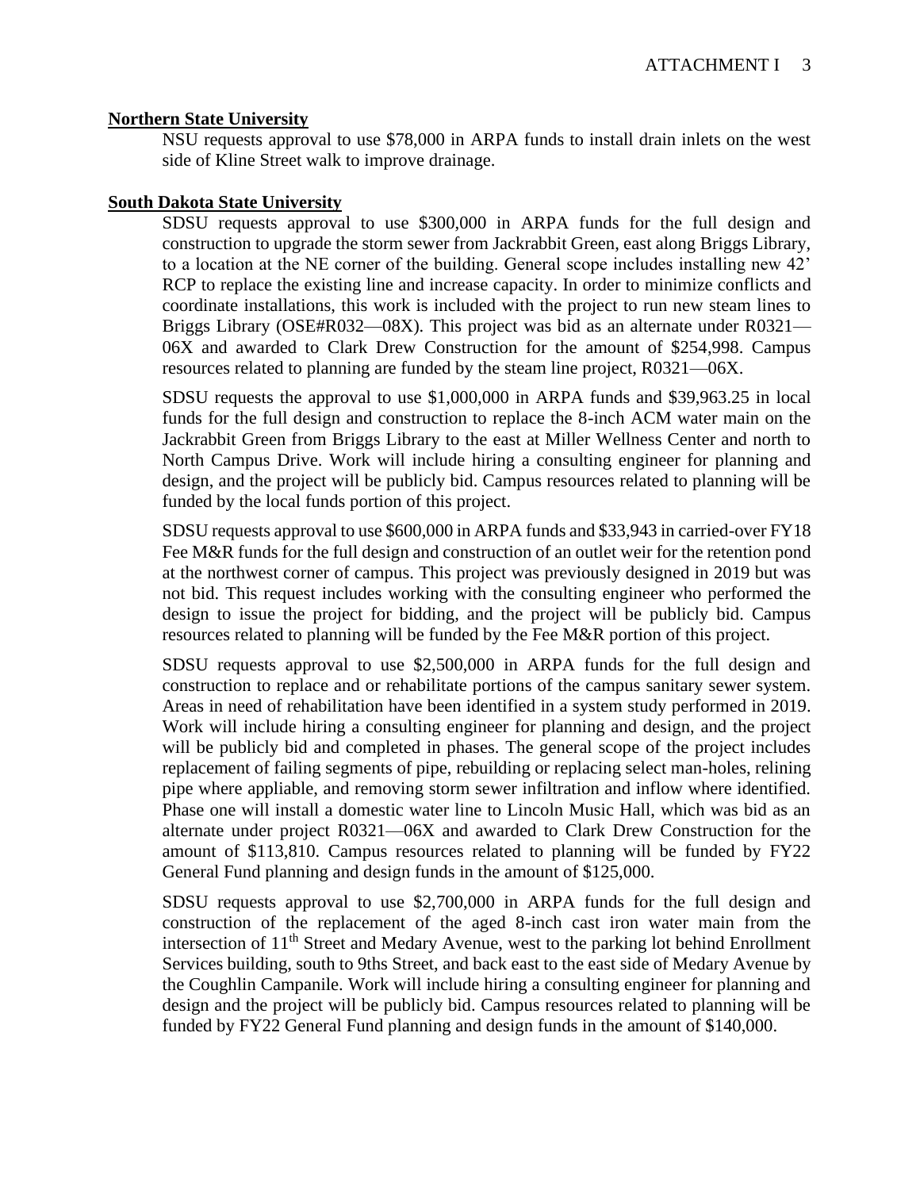**Northern State University**

NSU requests approval to use $78,000 in ARPA funds to install drain inlets on the west side of Kline Street walk to improve drainage.

**South Dakota State University**

SDSU requests approval to use $300,000 in ARPA funds for the full design and construction to upgrade the storm sewer from Jackrabbit Green, east along Briggs Library, to a location at the NE corner of the building. General scope includes installing new 42' RCP to replace the existing line and increase capacity. In order to minimize conflicts and coordinate installations, this work is included with the project to run new steam lines to Briggs Library (OSE#R032—08X). This project was bid as an alternate under R0321—06X and awarded to Clark Drew Construction for the amount of $254,998. Campus resources related to planning are funded by the steam line project, R0321—06X.

SDSU requests the approval to use $1,000,000 in ARPA funds and $39,963.25 in local funds for the full design and construction to replace the 8-inch ACM water main on the Jackrabbit Green from Briggs Library to the east at Miller Wellness Center and north to North Campus Drive. Work will include hiring a consulting engineer for planning and design, and the project will be publicly bid. Campus resources related to planning will be funded by the local funds portion of this project.

SDSU requests approval to use $600,000 in ARPA funds and $33,943 in carried-over FY18 Fee M&R funds for the full design and construction of an outlet weir for the retention pond at the northwest corner of campus. This project was previously designed in 2019 but was not bid. This request includes working with the consulting engineer who performed the design to issue the project for bidding, and the project will be publicly bid. Campus resources related to planning will be funded by the Fee M&R portion of this project.

SDSU requests approval to use $2,500,000 in ARPA funds for the full design and construction to replace and or rehabilitate portions of the campus sanitary sewer system. Areas in need of rehabilitation have been identified in a system study performed in 2019. Work will include hiring a consulting engineer for planning and design, and the project will be publicly bid and completed in phases. The general scope of the project includes replacement of failing segments of pipe, rebuilding or replacing select man-holes, relining pipe where appliable, and removing storm sewer infiltration and inflow where identified. Phase one will install a domestic water line to Lincoln Music Hall, which was bid as an alternate under project R0321—06X and awarded to Clark Drew Construction for the amount of $113,810. Campus resources related to planning will be funded by FY22 General Fund planning and design funds in the amount of $125,000.

SDSU requests approval to use $2,700,000 in ARPA funds for the full design and construction of the replacement of the aged 8-inch cast iron water main from the intersection of 11th Street and Medary Avenue, west to the parking lot behind Enrollment Services building, south to 9ths Street, and back east to the east side of Medary Avenue by the Coughlin Campanile. Work will include hiring a consulting engineer for planning and design and the project will be publicly bid. Campus resources related to planning will be funded by FY22 General Fund planning and design funds in the amount of $140,000.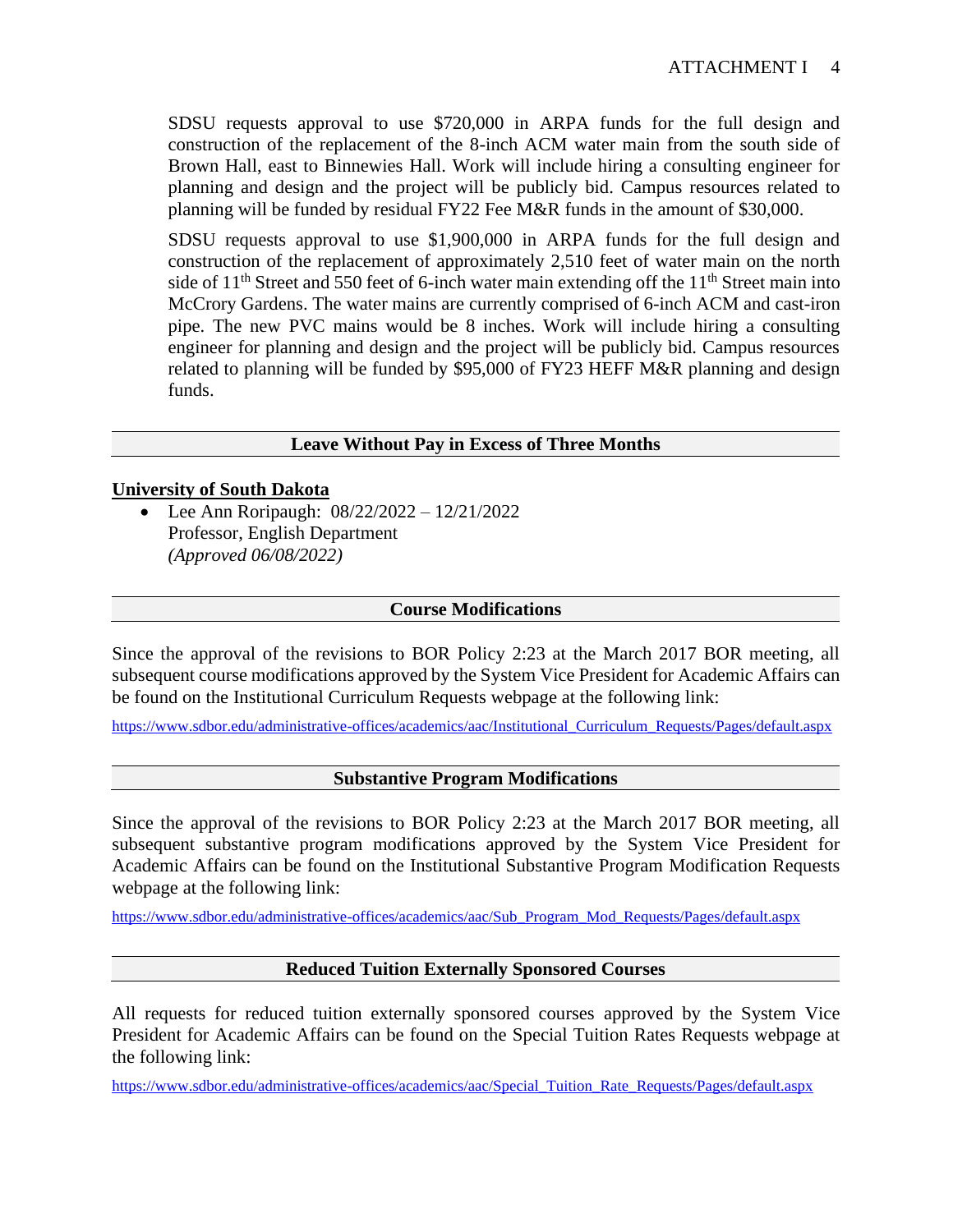SDSU requests approval to use $720,000 in ARPA funds for the full design and construction of the replacement of the 8-inch ACM water main from the south side of Brown Hall, east to Binnewies Hall. Work will include hiring a consulting engineer for planning and design and the project will be publicly bid. Campus resources related to planning will be funded by residual FY22 Fee M&R funds in the amount of $30,000.

SDSU requests approval to use $1,900,000 in ARPA funds for the full design and construction of the replacement of approximately 2,510 feet of water main on the north side of 11th Street and 550 feet of 6-inch water main extending off the 11th Street main into McCrory Gardens. The water mains are currently comprised of 6-inch ACM and cast-iron pipe. The new PVC mains would be 8 inches. Work will include hiring a consulting engineer for planning and design and the project will be publicly bid. Campus resources related to planning will be funded by $95,000 of FY23 HEFF M&R planning and design funds.

## Leave Without Pay in Excess of Three Months

**University of South Dakota**

- Lee Ann Roripaugh: 08/22/2022 – 12/21/2022
  Professor, English Department
  *(Approved 06/08/2022)*

## Course Modifications

Since the approval of the revisions to BOR Policy 2:23 at the March 2017 BOR meeting, all subsequent course modifications approved by the System Vice President for Academic Affairs can be found on the Institutional Curriculum Requests webpage at the following link:

https://www.sdbor.edu/administrative-offices/academics/aac/Institutional_Curriculum_Requests/Pages/default.aspx

## Substantive Program Modifications

Since the approval of the revisions to BOR Policy 2:23 at the March 2017 BOR meeting, all subsequent substantive program modifications approved by the System Vice President for Academic Affairs can be found on the Institutional Substantive Program Modification Requests webpage at the following link:

https://www.sdbor.edu/administrative-offices/academics/aac/Sub_Program_Mod_Requests/Pages/default.aspx

## Reduced Tuition Externally Sponsored Courses

All requests for reduced tuition externally sponsored courses approved by the System Vice President for Academic Affairs can be found on the Special Tuition Rates Requests webpage at the following link:

https://www.sdbor.edu/administrative-offices/academics/aac/Special_Tuition_Rate_Requests/Pages/default.aspx